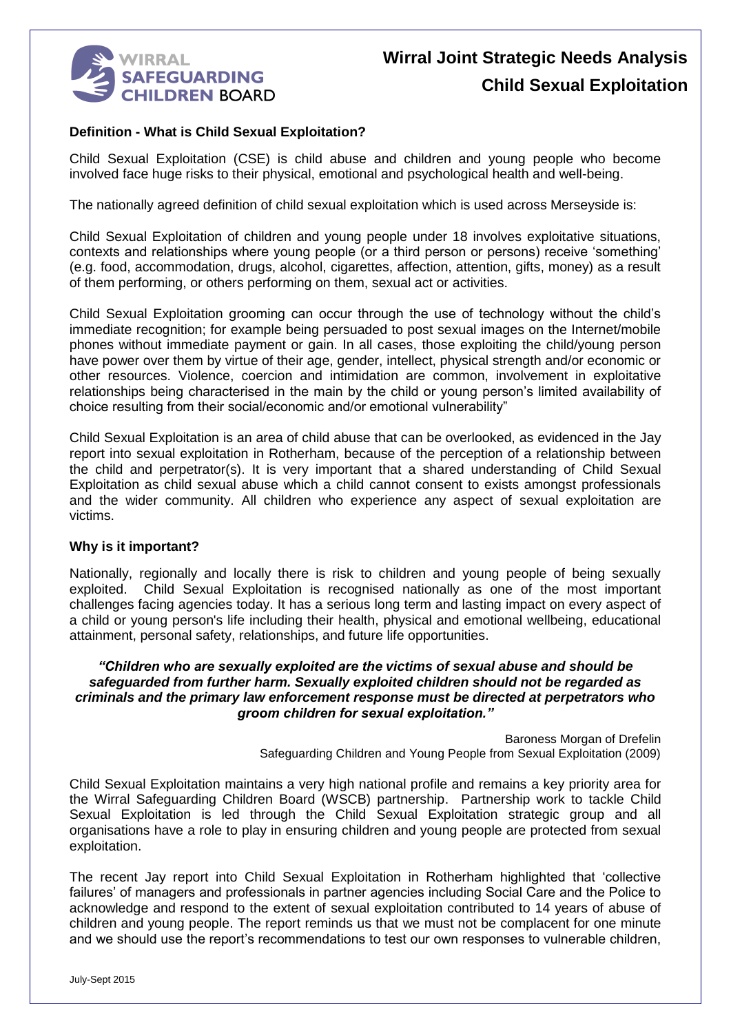WIRRAL SAFEGUARDING CHILDREN BOARD

# Wirral Joint Strategic Needs Analysis
# Child Sexual Exploitation

## Definition - What is Child Sexual Exploitation?

Child Sexual Exploitation (CSE) is child abuse and children and young people who become involved face huge risks to their physical, emotional and psychological health and well-being.

The nationally agreed definition of child sexual exploitation which is used across Merseyside is:

Child Sexual Exploitation of children and young people under 18 involves exploitative situations, contexts and relationships where young people (or a third person or persons) receive 'something' (e.g. food, accommodation, drugs, alcohol, cigarettes, affection, attention, gifts, money) as a result of them performing, or others performing on them, sexual act or activities.

Child Sexual Exploitation grooming can occur through the use of technology without the child's immediate recognition; for example being persuaded to post sexual images on the Internet/mobile phones without immediate payment or gain. In all cases, those exploiting the child/young person have power over them by virtue of their age, gender, intellect, physical strength and/or economic or other resources. Violence, coercion and intimidation are common, involvement in exploitative relationships being characterised in the main by the child or young person's limited availability of choice resulting from their social/economic and/or emotional vulnerability"

Child Sexual Exploitation is an area of child abuse that can be overlooked, as evidenced in the Jay report into sexual exploitation in Rotherham, because of the perception of a relationship between the child and perpetrator(s). It is very important that a shared understanding of Child Sexual Exploitation as child sexual abuse which a child cannot consent to exists amongst professionals and the wider community. All children who experience any aspect of sexual exploitation are victims.

## Why is it important?

Nationally, regionally and locally there is risk to children and young people of being sexually exploited. Child Sexual Exploitation is recognised nationally as one of the most important challenges facing agencies today. It has a serious long term and lasting impact on every aspect of a child or young person's life including their health, physical and emotional wellbeing, educational attainment, personal safety, relationships, and future life opportunities.

***"Children who are sexually exploited are the victims of sexual abuse and should be safeguarded from further harm. Sexually exploited children should not be regarded as criminals and the primary law enforcement response must be directed at perpetrators who groom children for sexual exploitation."***

Baroness Morgan of Drefelin
Safeguarding Children and Young People from Sexual Exploitation (2009)

Child Sexual Exploitation maintains a very high national profile and remains a key priority area for the Wirral Safeguarding Children Board (WSCB) partnership. Partnership work to tackle Child Sexual Exploitation is led through the Child Sexual Exploitation strategic group and all organisations have a role to play in ensuring children and young people are protected from sexual exploitation.

The recent Jay report into Child Sexual Exploitation in Rotherham highlighted that 'collective failures' of managers and professionals in partner agencies including Social Care and the Police to acknowledge and respond to the extent of sexual exploitation contributed to 14 years of abuse of children and young people. The report reminds us that we must not be complacent for one minute and we should use the report's recommendations to test our own responses to vulnerable children,

July-Sept 2015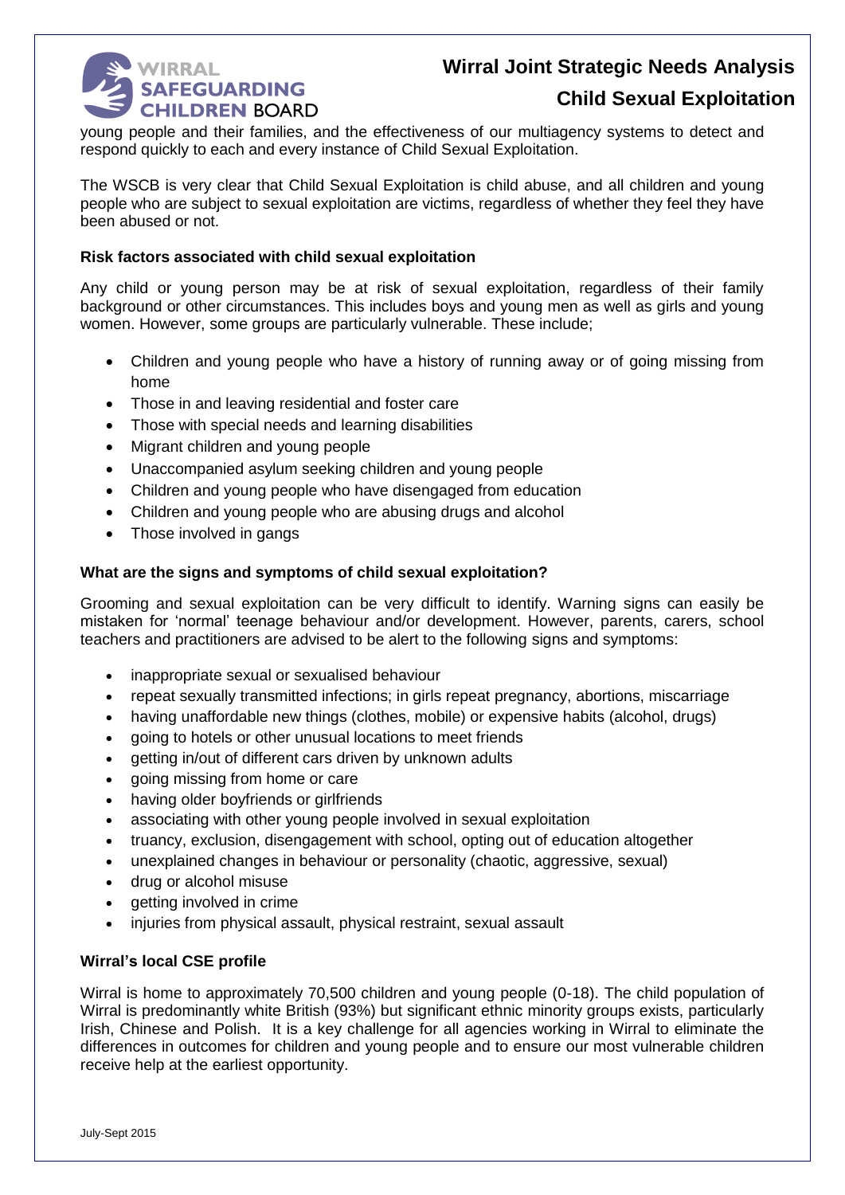young people and their families, and the effectiveness of our multiagency systems to detect and respond quickly to each and every instance of Child Sexual Exploitation.

The WSCB is very clear that Child Sexual Exploitation is child abuse, and all children and young people who are subject to sexual exploitation are victims, regardless of whether they feel they have been abused or not.

**Risk factors associated with child sexual exploitation**

Any child or young person may be at risk of sexual exploitation, regardless of their family background or other circumstances. This includes boys and young men as well as girls and young women. However, some groups are particularly vulnerable. These include;

- Children and young people who have a history of running away or of going missing from home
- Those in and leaving residential and foster care
- Those with special needs and learning disabilities
- Migrant children and young people
- Unaccompanied asylum seeking children and young people
- Children and young people who have disengaged from education
- Children and young people who are abusing drugs and alcohol
- Those involved in gangs

**What are the signs and symptoms of child sexual exploitation?**

Grooming and sexual exploitation can be very difficult to identify. Warning signs can easily be mistaken for 'normal' teenage behaviour and/or development. However, parents, carers, school teachers and practitioners are advised to be alert to the following signs and symptoms:

- inappropriate sexual or sexualised behaviour
- repeat sexually transmitted infections; in girls repeat pregnancy, abortions, miscarriage
- having unaffordable new things (clothes, mobile) or expensive habits (alcohol, drugs)
- going to hotels or other unusual locations to meet friends
- getting in/out of different cars driven by unknown adults
- going missing from home or care
- having older boyfriends or girlfriends
- associating with other young people involved in sexual exploitation
- truancy, exclusion, disengagement with school, opting out of education altogether
- unexplained changes in behaviour or personality (chaotic, aggressive, sexual)
- drug or alcohol misuse
- getting involved in crime
- injuries from physical assault, physical restraint, sexual assault

**Wirral's local CSE profile**

Wirral is home to approximately 70,500 children and young people (0-18). The child population of Wirral is predominantly white British (93%) but significant ethnic minority groups exists, particularly Irish, Chinese and Polish. It is a key challenge for all agencies working in Wirral to eliminate the differences in outcomes for children and young people and to ensure our most vulnerable children receive help at the earliest opportunity.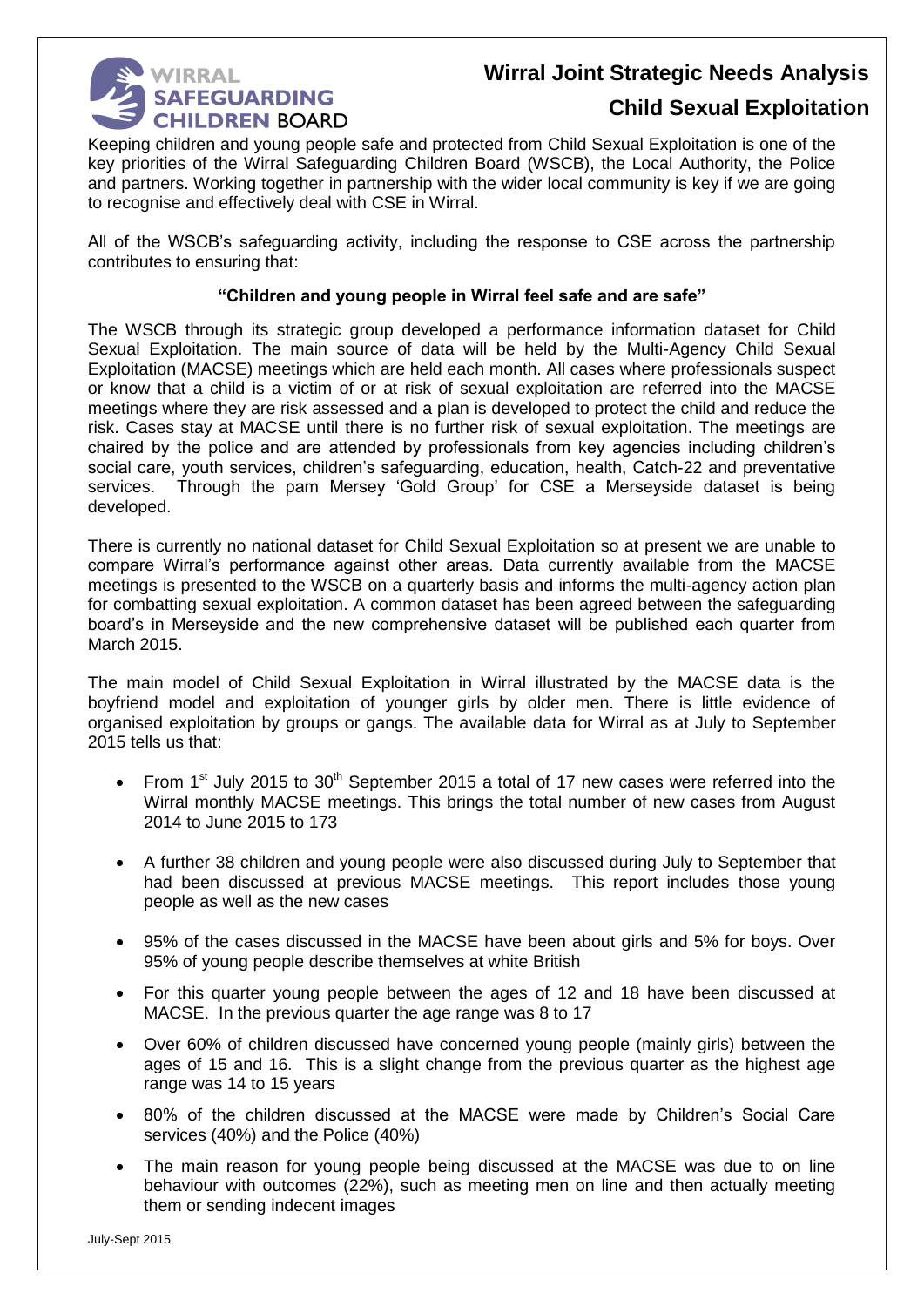# Wirral Joint Strategic Needs Analysis

## Child Sexual Exploitation

Keeping children and young people safe and protected from Child Sexual Exploitation is one of the key priorities of the Wirral Safeguarding Children Board (WSCB), the Local Authority, the Police and partners. Working together in partnership with the wider local community is key if we are going to recognise and effectively deal with CSE in Wirral.

All of the WSCB's safeguarding activity, including the response to CSE across the partnership contributes to ensuring that:

**"Children and young people in Wirral feel safe and are safe"**

The WSCB through its strategic group developed a performance information dataset for Child Sexual Exploitation. The main source of data will be held by the Multi-Agency Child Sexual Exploitation (MACSE) meetings which are held each month. All cases where professionals suspect or know that a child is a victim of or at risk of sexual exploitation are referred into the MACSE meetings where they are risk assessed and a plan is developed to protect the child and reduce the risk. Cases stay at MACSE until there is no further risk of sexual exploitation. The meetings are chaired by the police and are attended by professionals from key agencies including children's social care, youth services, children's safeguarding, education, health, Catch-22 and preventative services. Through the pam Mersey 'Gold Group' for CSE a Merseyside dataset is being developed.

There is currently no national dataset for Child Sexual Exploitation so at present we are unable to compare Wirral's performance against other areas. Data currently available from the MACSE meetings is presented to the WSCB on a quarterly basis and informs the multi-agency action plan for combatting sexual exploitation. A common dataset has been agreed between the safeguarding board's in Merseyside and the new comprehensive dataset will be published each quarter from March 2015.

The main model of Child Sexual Exploitation in Wirral illustrated by the MACSE data is the boyfriend model and exploitation of younger girls by older men. There is little evidence of organised exploitation by groups or gangs. The available data for Wirral as at July to September 2015 tells us that:

- From 1st July 2015 to 30th September 2015 a total of 17 new cases were referred into the Wirral monthly MACSE meetings. This brings the total number of new cases from August 2014 to June 2015 to 173
- A further 38 children and young people were also discussed during July to September that had been discussed at previous MACSE meetings. This report includes those young people as well as the new cases
- 95% of the cases discussed in the MACSE have been about girls and 5% for boys. Over 95% of young people describe themselves at white British
- For this quarter young people between the ages of 12 and 18 have been discussed at MACSE. In the previous quarter the age range was 8 to 17
- Over 60% of children discussed have concerned young people (mainly girls) between the ages of 15 and 16. This is a slight change from the previous quarter as the highest age range was 14 to 15 years
- 80% of the children discussed at the MACSE were made by Children's Social Care services (40%) and the Police (40%)
- The main reason for young people being discussed at the MACSE was due to on line behaviour with outcomes (22%), such as meeting men on line and then actually meeting them or sending indecent images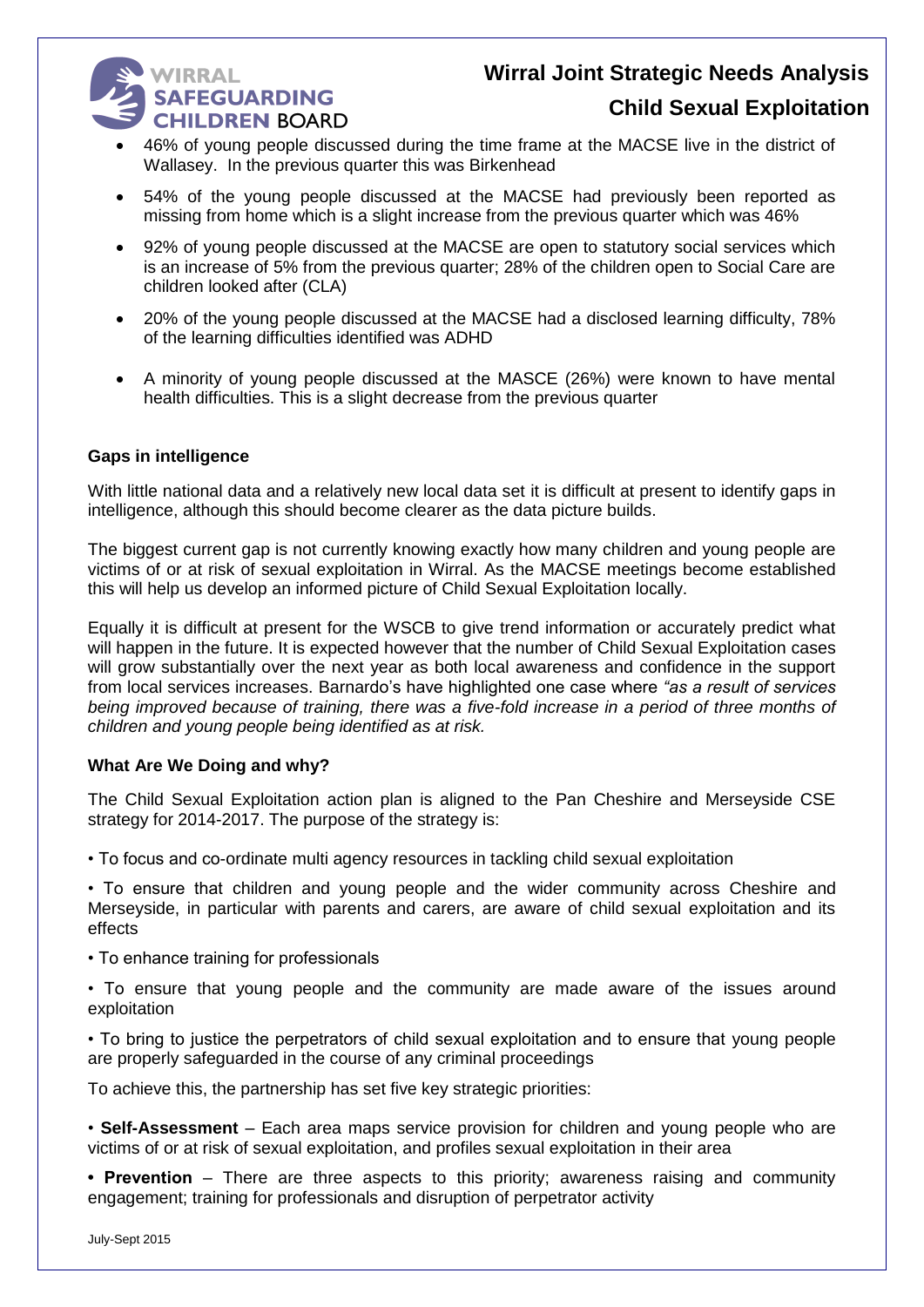- 46% of young people discussed during the time frame at the MACSE live in the district of Wallasey. In the previous quarter this was Birkenhead

- 54% of the young people discussed at the MACSE had previously been reported as missing from home which is a slight increase from the previous quarter which was 46%

- 92% of young people discussed at the MACSE are open to statutory social services which is an increase of 5% from the previous quarter; 28% of the children open to Social Care are children looked after (CLA)

- 20% of the young people discussed at the MACSE had a disclosed learning difficulty, 78% of the learning difficulties identified was ADHD

- A minority of young people discussed at the MASCE (26%) were known to have mental health difficulties. This is a slight decrease from the previous quarter

**Gaps in intelligence**

With little national data and a relatively new local data set it is difficult at present to identify gaps in intelligence, although this should become clearer as the data picture builds.

The biggest current gap is not currently knowing exactly how many children and young people are victims of or at risk of sexual exploitation in Wirral. As the MACSE meetings become established this will help us develop an informed picture of Child Sexual Exploitation locally.

Equally it is difficult at present for the WSCB to give trend information or accurately predict what will happen in the future. It is expected however that the number of Child Sexual Exploitation cases will grow substantially over the next year as both local awareness and confidence in the support from local services increases. Barnardo's have highlighted one case where *"as a result of services being improved because of training, there was a five-fold increase in a period of three months of children and young people being identified as at risk.*

**What Are We Doing and why?**

The Child Sexual Exploitation action plan is aligned to the Pan Cheshire and Merseyside CSE strategy for 2014-2017. The purpose of the strategy is:

• To focus and co-ordinate multi agency resources in tackling child sexual exploitation

• To ensure that children and young people and the wider community across Cheshire and Merseyside, in particular with parents and carers, are aware of child sexual exploitation and its effects

• To enhance training for professionals

• To ensure that young people and the community are made aware of the issues around exploitation

• To bring to justice the perpetrators of child sexual exploitation and to ensure that young people are properly safeguarded in the course of any criminal proceedings

To achieve this, the partnership has set five key strategic priorities:

• **Self-Assessment** – Each area maps service provision for children and young people who are victims of or at risk of sexual exploitation, and profiles sexual exploitation in their area

**• Prevention** – There are three aspects to this priority; awareness raising and community engagement; training for professionals and disruption of perpetrator activity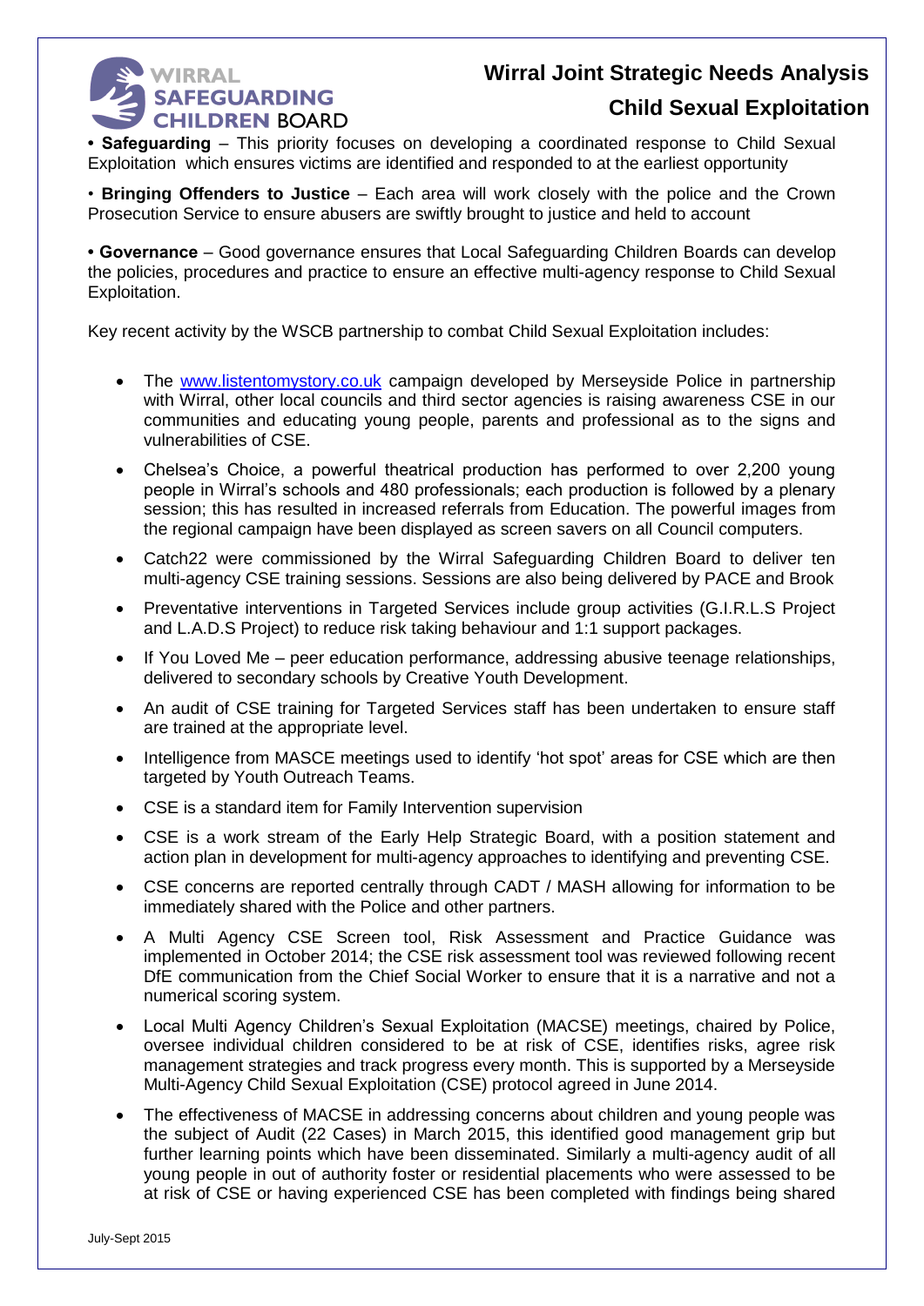• **Safeguarding** – This priority focuses on developing a coordinated response to Child Sexual Exploitation which ensures victims are identified and responded to at the earliest opportunity

• **Bringing Offenders to Justice** – Each area will work closely with the police and the Crown Prosecution Service to ensure abusers are swiftly brought to justice and held to account

• **Governance** – Good governance ensures that Local Safeguarding Children Boards can develop the policies, procedures and practice to ensure an effective multi-agency response to Child Sexual Exploitation.

Key recent activity by the WSCB partnership to combat Child Sexual Exploitation includes:

- The www.listentomystory.co.uk campaign developed by Merseyside Police in partnership with Wirral, other local councils and third sector agencies is raising awareness CSE in our communities and educating young people, parents and professional as to the signs and vulnerabilities of CSE.
- Chelsea's Choice, a powerful theatrical production has performed to over 2,200 young people in Wirral's schools and 480 professionals; each production is followed by a plenary session; this has resulted in increased referrals from Education. The powerful images from the regional campaign have been displayed as screen savers on all Council computers.
- Catch22 were commissioned by the Wirral Safeguarding Children Board to deliver ten multi-agency CSE training sessions. Sessions are also being delivered by PACE and Brook
- Preventative interventions in Targeted Services include group activities (G.I.R.L.S Project and L.A.D.S Project) to reduce risk taking behaviour and 1:1 support packages.
- If You Loved Me – peer education performance, addressing abusive teenage relationships, delivered to secondary schools by Creative Youth Development.
- An audit of CSE training for Targeted Services staff has been undertaken to ensure staff are trained at the appropriate level.
- Intelligence from MASCE meetings used to identify 'hot spot' areas for CSE which are then targeted by Youth Outreach Teams.
- CSE is a standard item for Family Intervention supervision
- CSE is a work stream of the Early Help Strategic Board, with a position statement and action plan in development for multi-agency approaches to identifying and preventing CSE.
- CSE concerns are reported centrally through CADT / MASH allowing for information to be immediately shared with the Police and other partners.
- A Multi Agency CSE Screen tool, Risk Assessment and Practice Guidance was implemented in October 2014; the CSE risk assessment tool was reviewed following recent DfE communication from the Chief Social Worker to ensure that it is a narrative and not a numerical scoring system.
- Local Multi Agency Children's Sexual Exploitation (MACSE) meetings, chaired by Police, oversee individual children considered to be at risk of CSE, identifies risks, agree risk management strategies and track progress every month. This is supported by a Merseyside Multi-Agency Child Sexual Exploitation (CSE) protocol agreed in June 2014.
- The effectiveness of MACSE in addressing concerns about children and young people was the subject of Audit (22 Cases) in March 2015, this identified good management grip but further learning points which have been disseminated. Similarly a multi-agency audit of all young people in out of authority foster or residential placements who were assessed to be at risk of CSE or having experienced CSE has been completed with findings being shared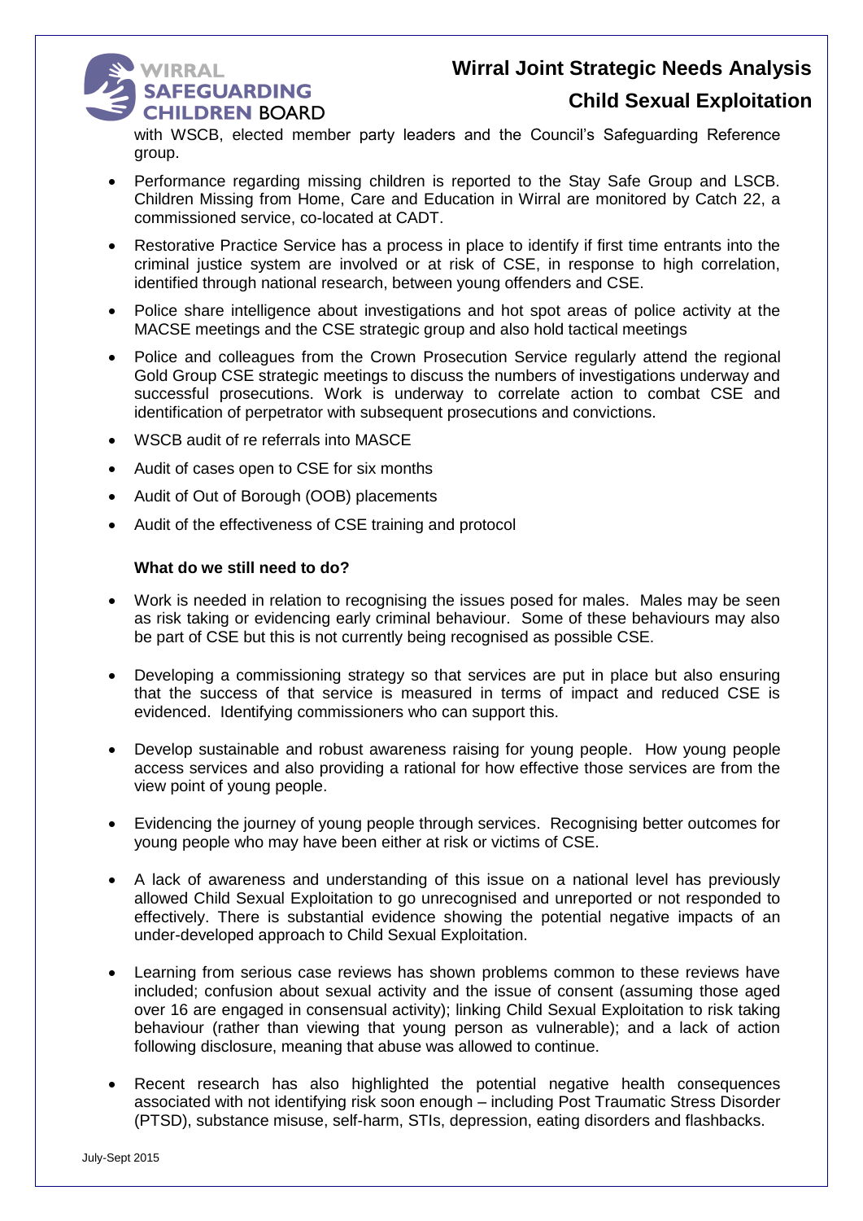with WSCB, elected member party leaders and the Council's Safeguarding Reference group.

- Performance regarding missing children is reported to the Stay Safe Group and LSCB. Children Missing from Home, Care and Education in Wirral are monitored by Catch 22, a commissioned service, co-located at CADT.
- Restorative Practice Service has a process in place to identify if first time entrants into the criminal justice system are involved or at risk of CSE, in response to high correlation, identified through national research, between young offenders and CSE.
- Police share intelligence about investigations and hot spot areas of police activity at the MACSE meetings and the CSE strategic group and also hold tactical meetings
- Police and colleagues from the Crown Prosecution Service regularly attend the regional Gold Group CSE strategic meetings to discuss the numbers of investigations underway and successful prosecutions. Work is underway to correlate action to combat CSE and identification of perpetrator with subsequent prosecutions and convictions.
- WSCB audit of re referrals into MASCE
- Audit of cases open to CSE for six months
- Audit of Out of Borough (OOB) placements
- Audit of the effectiveness of CSE training and protocol

**What do we still need to do?**

- Work is needed in relation to recognising the issues posed for males. Males may be seen as risk taking or evidencing early criminal behaviour. Some of these behaviours may also be part of CSE but this is not currently being recognised as possible CSE.
- Developing a commissioning strategy so that services are put in place but also ensuring that the success of that service is measured in terms of impact and reduced CSE is evidenced. Identifying commissioners who can support this.
- Develop sustainable and robust awareness raising for young people. How young people access services and also providing a rational for how effective those services are from the view point of young people.
- Evidencing the journey of young people through services. Recognising better outcomes for young people who may have been either at risk or victims of CSE.
- A lack of awareness and understanding of this issue on a national level has previously allowed Child Sexual Exploitation to go unrecognised and unreported or not responded to effectively. There is substantial evidence showing the potential negative impacts of an under-developed approach to Child Sexual Exploitation.
- Learning from serious case reviews has shown problems common to these reviews have included; confusion about sexual activity and the issue of consent (assuming those aged over 16 are engaged in consensual activity); linking Child Sexual Exploitation to risk taking behaviour (rather than viewing that young person as vulnerable); and a lack of action following disclosure, meaning that abuse was allowed to continue.
- Recent research has also highlighted the potential negative health consequences associated with not identifying risk soon enough – including Post Traumatic Stress Disorder (PTSD), substance misuse, self-harm, STIs, depression, eating disorders and flashbacks.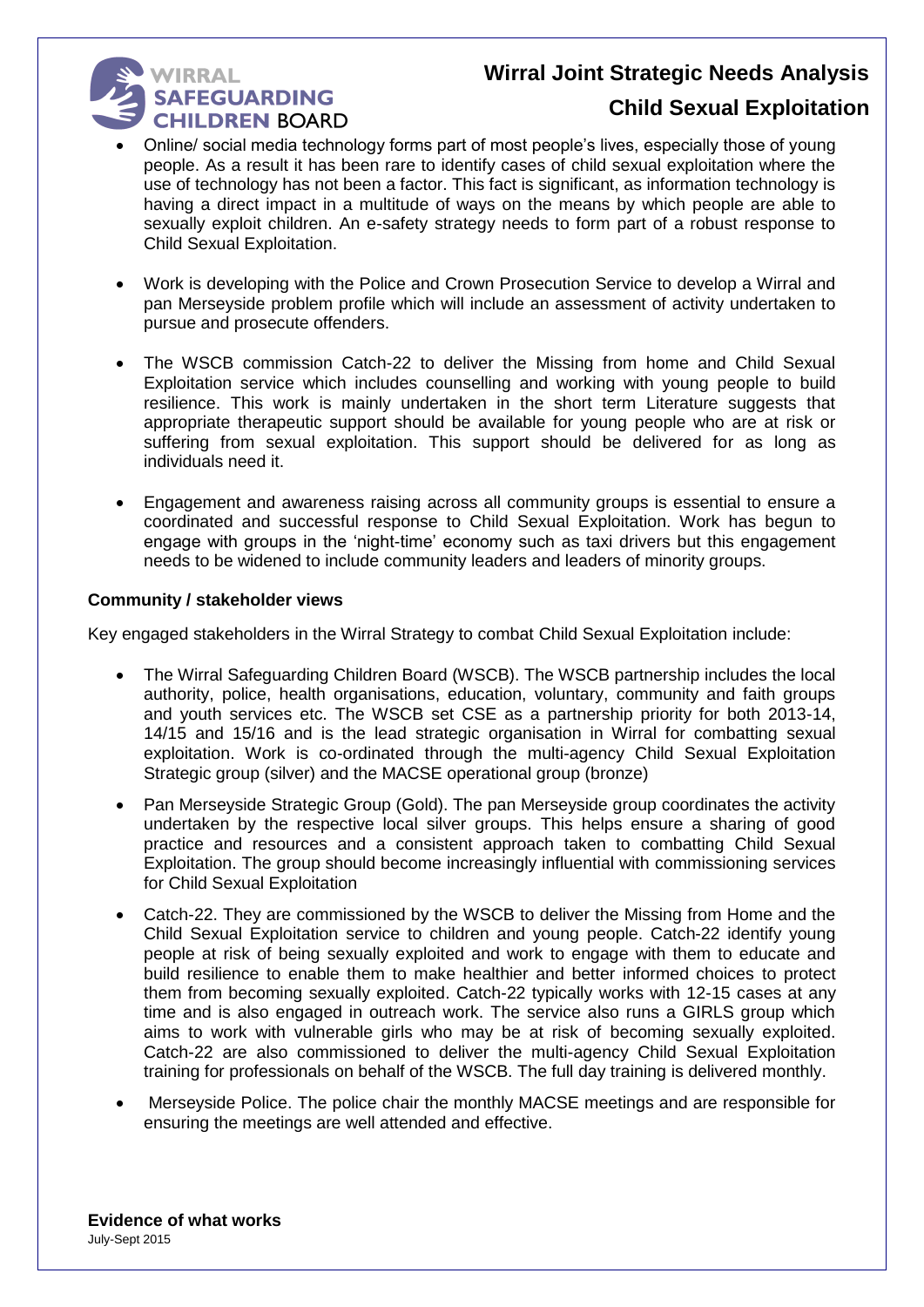- Online/ social media technology forms part of most people's lives, especially those of young people. As a result it has been rare to identify cases of child sexual exploitation where the use of technology has not been a factor. This fact is significant, as information technology is having a direct impact in a multitude of ways on the means by which people are able to sexually exploit children. An e-safety strategy needs to form part of a robust response to Child Sexual Exploitation.

- Work is developing with the Police and Crown Prosecution Service to develop a Wirral and pan Merseyside problem profile which will include an assessment of activity undertaken to pursue and prosecute offenders.

- The WSCB commission Catch-22 to deliver the Missing from home and Child Sexual Exploitation service which includes counselling and working with young people to build resilience. This work is mainly undertaken in the short term Literature suggests that appropriate therapeutic support should be available for young people who are at risk or suffering from sexual exploitation. This support should be delivered for as long as individuals need it.

- Engagement and awareness raising across all community groups is essential to ensure a coordinated and successful response to Child Sexual Exploitation. Work has begun to engage with groups in the 'night-time' economy such as taxi drivers but this engagement needs to be widened to include community leaders and leaders of minority groups.

**Community / stakeholder views**

Key engaged stakeholders in the Wirral Strategy to combat Child Sexual Exploitation include:

- The Wirral Safeguarding Children Board (WSCB). The WSCB partnership includes the local authority, police, health organisations, education, voluntary, community and faith groups and youth services etc. The WSCB set CSE as a partnership priority for both 2013-14, 14/15 and 15/16 and is the lead strategic organisation in Wirral for combatting sexual exploitation. Work is co-ordinated through the multi-agency Child Sexual Exploitation Strategic group (silver) and the MACSE operational group (bronze)

- Pan Merseyside Strategic Group (Gold). The pan Merseyside group coordinates the activity undertaken by the respective local silver groups. This helps ensure a sharing of good practice and resources and a consistent approach taken to combatting Child Sexual Exploitation. The group should become increasingly influential with commissioning services for Child Sexual Exploitation

- Catch-22. They are commissioned by the WSCB to deliver the Missing from Home and the Child Sexual Exploitation service to children and young people. Catch-22 identify young people at risk of being sexually exploited and work to engage with them to educate and build resilience to enable them to make healthier and better informed choices to protect them from becoming sexually exploited. Catch-22 typically works with 12-15 cases at any time and is also engaged in outreach work. The service also runs a GIRLS group which aims to work with vulnerable girls who may be at risk of becoming sexually exploited. Catch-22 are also commissioned to deliver the multi-agency Child Sexual Exploitation training for professionals on behalf of the WSCB. The full day training is delivered monthly.

- Merseyside Police. The police chair the monthly MACSE meetings and are responsible for ensuring the meetings are well attended and effective.

**Evidence of what works**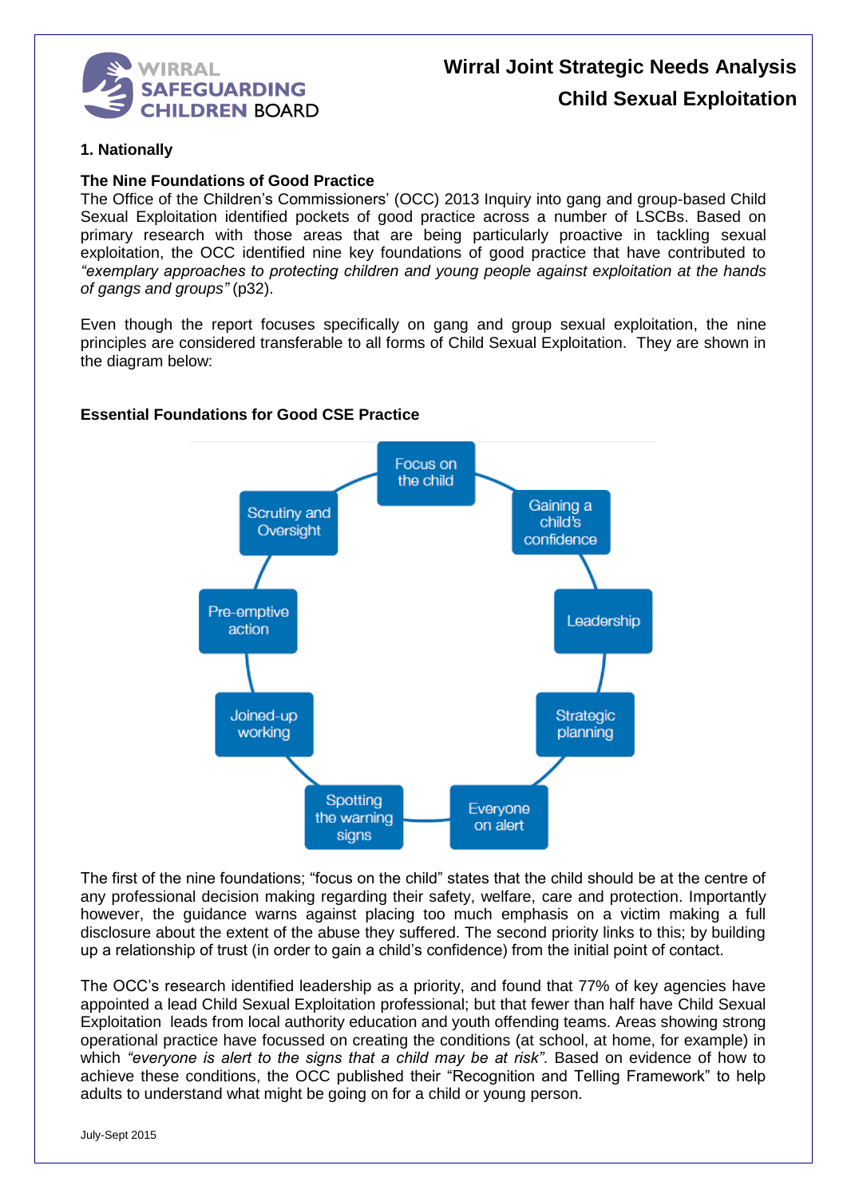## 1. Nationally

### The Nine Foundations of Good Practice

The Office of the Children's Commissioners' (OCC) 2013 Inquiry into gang and group-based Child Sexual Exploitation identified pockets of good practice across a number of LSCBs. Based on primary research with those areas that are being particularly proactive in tackling sexual exploitation, the OCC identified nine key foundations of good practice that have contributed to *"exemplary approaches to protecting children and young people against exploitation at the hands of gangs and groups"* (p32).

Even though the report focuses specifically on gang and group sexual exploitation, the nine principles are considered transferable to all forms of Child Sexual Exploitation. They are shown in the diagram below:

### Essential Foundations for Good CSE Practice

- Focus on the child
- Gaining a child's confidence
- Leadership
- Strategic planning
- Everyone on alert
- Spotting the warning signs
- Joined-up working
- Pre-emptive action
- Scrutiny and Oversight

The first of the nine foundations; "focus on the child" states that the child should be at the centre of any professional decision making regarding their safety, welfare, care and protection. Importantly however, the guidance warns against placing too much emphasis on a victim making a full disclosure about the extent of the abuse they suffered. The second priority links to this; by building up a relationship of trust (in order to gain a child's confidence) from the initial point of contact.

The OCC's research identified leadership as a priority, and found that 77% of key agencies have appointed a lead Child Sexual Exploitation professional; but that fewer than half have Child Sexual Exploitation leads from local authority education and youth offending teams. Areas showing strong operational practice have focussed on creating the conditions (at school, at home, for example) in which *"everyone is alert to the signs that a child may be at risk"*. Based on evidence of how to achieve these conditions, the OCC published their "Recognition and Telling Framework" to help adults to understand what might be going on for a child or young person.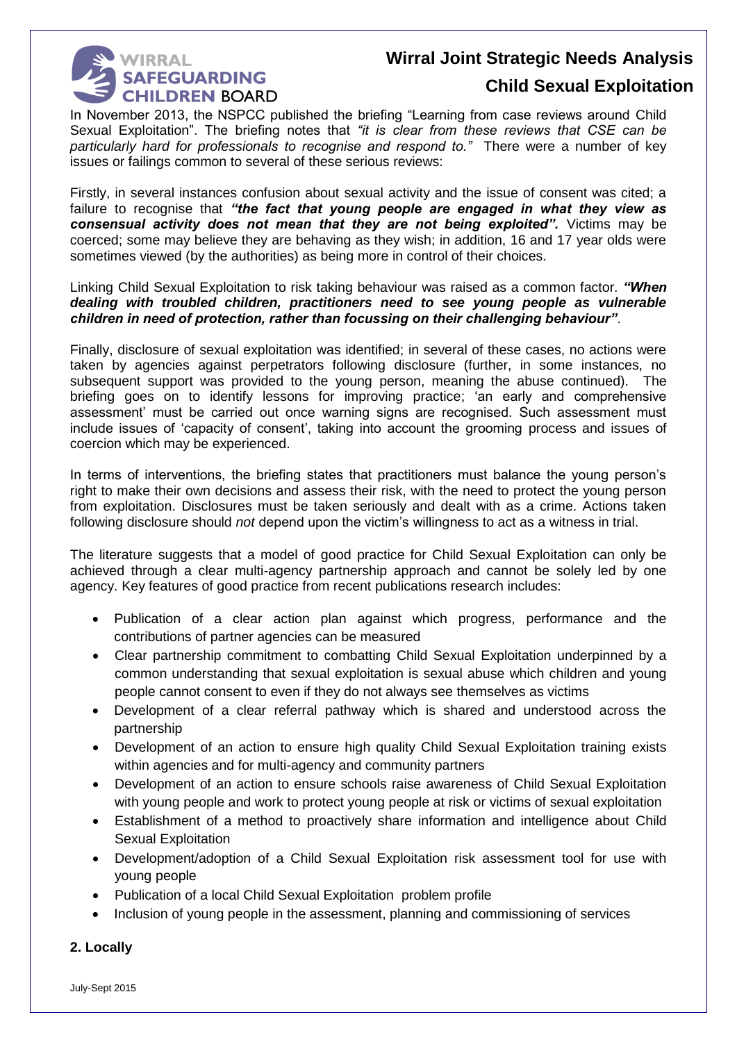In November 2013, the NSPCC published the briefing "Learning from case reviews around Child Sexual Exploitation". The briefing notes that *"it is clear from these reviews that CSE can be particularly hard for professionals to recognise and respond to."* There were a number of key issues or failings common to several of these serious reviews:

Firstly, in several instances confusion about sexual activity and the issue of consent was cited; a failure to recognise that ***"the fact that young people are engaged in what they view as consensual activity does not mean that they are not being exploited".*** Victims may be coerced; some may believe they are behaving as they wish; in addition, 16 and 17 year olds were sometimes viewed (by the authorities) as being more in control of their choices.

Linking Child Sexual Exploitation to risk taking behaviour was raised as a common factor. ***"When dealing with troubled children, practitioners need to see young people as vulnerable children in need of protection, rather than focussing on their challenging behaviour"***.

Finally, disclosure of sexual exploitation was identified; in several of these cases, no actions were taken by agencies against perpetrators following disclosure (further, in some instances, no subsequent support was provided to the young person, meaning the abuse continued). The briefing goes on to identify lessons for improving practice; 'an early and comprehensive assessment' must be carried out once warning signs are recognised. Such assessment must include issues of 'capacity of consent', taking into account the grooming process and issues of coercion which may be experienced.

In terms of interventions, the briefing states that practitioners must balance the young person's right to make their own decisions and assess their risk, with the need to protect the young person from exploitation. Disclosures must be taken seriously and dealt with as a crime. Actions taken following disclosure should *not* depend upon the victim's willingness to act as a witness in trial.

The literature suggests that a model of good practice for Child Sexual Exploitation can only be achieved through a clear multi-agency partnership approach and cannot be solely led by one agency. Key features of good practice from recent publications research includes:

- Publication of a clear action plan against which progress, performance and the contributions of partner agencies can be measured
- Clear partnership commitment to combatting Child Sexual Exploitation underpinned by a common understanding that sexual exploitation is sexual abuse which children and young people cannot consent to even if they do not always see themselves as victims
- Development of a clear referral pathway which is shared and understood across the partnership
- Development of an action to ensure high quality Child Sexual Exploitation training exists within agencies and for multi-agency and community partners
- Development of an action to ensure schools raise awareness of Child Sexual Exploitation with young people and work to protect young people at risk or victims of sexual exploitation
- Establishment of a method to proactively share information and intelligence about Child Sexual Exploitation
- Development/adoption of a Child Sexual Exploitation risk assessment tool for use with young people
- Publication of a local Child Sexual Exploitation problem profile
- Inclusion of young people in the assessment, planning and commissioning of services

## 2. Locally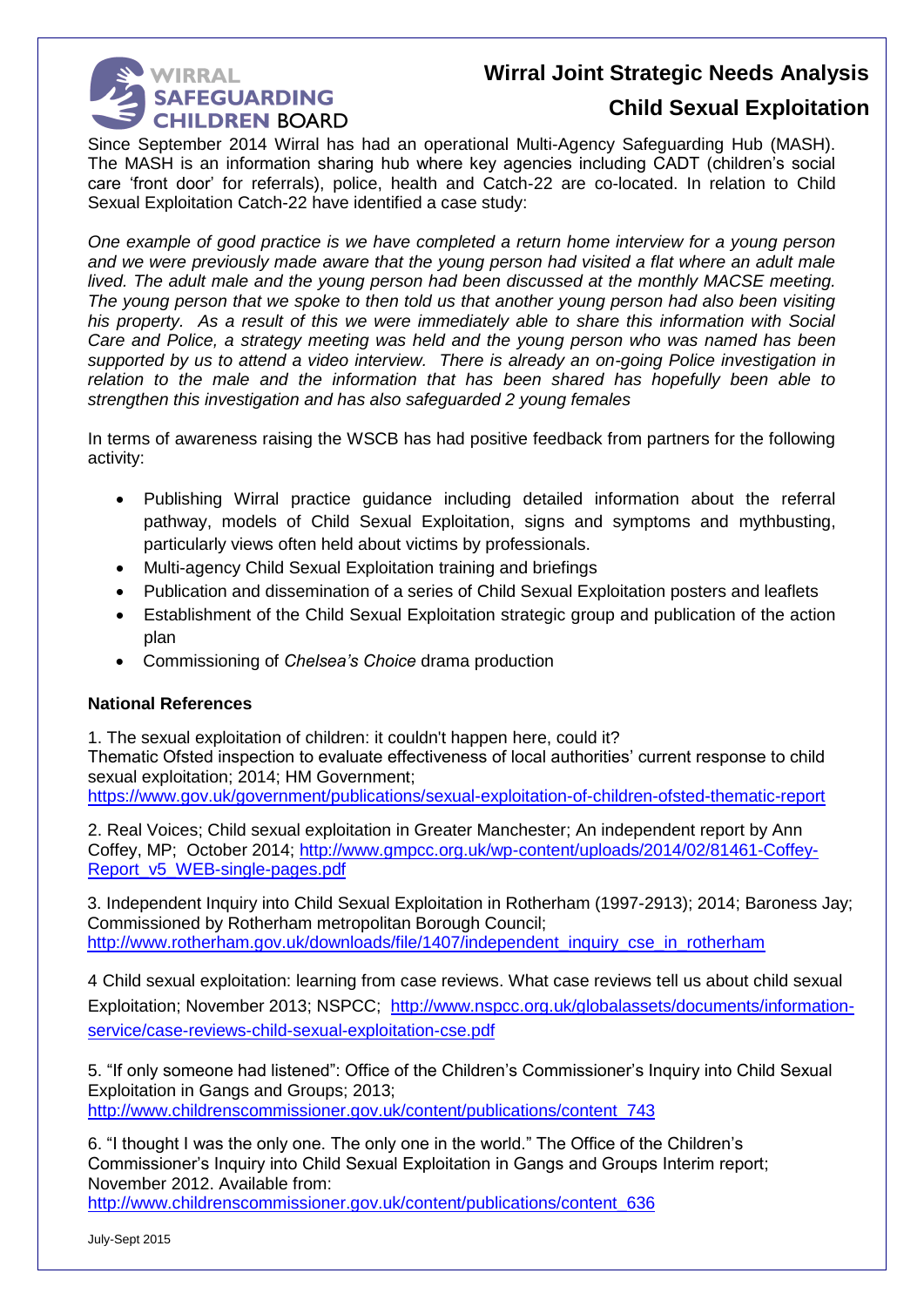Since September 2014 Wirral has had an operational Multi-Agency Safeguarding Hub (MASH). The MASH is an information sharing hub where key agencies including CADT (children's social care 'front door' for referrals), police, health and Catch-22 are co-located. In relation to Child Sexual Exploitation Catch-22 have identified a case study:

*One example of good practice is we have completed a return home interview for a young person and we were previously made aware that the young person had visited a flat where an adult male lived. The adult male and the young person had been discussed at the monthly MACSE meeting. The young person that we spoke to then told us that another young person had also been visiting his property. As a result of this we were immediately able to share this information with Social Care and Police, a strategy meeting was held and the young person who was named has been supported by us to attend a video interview. There is already an on-going Police investigation in relation to the male and the information that has been shared has hopefully been able to strengthen this investigation and has also safeguarded 2 young females*

In terms of awareness raising the WSCB has had positive feedback from partners for the following activity:

- Publishing Wirral practice guidance including detailed information about the referral pathway, models of Child Sexual Exploitation, signs and symptoms and mythbusting, particularly views often held about victims by professionals.
- Multi-agency Child Sexual Exploitation training and briefings
- Publication and dissemination of a series of Child Sexual Exploitation posters and leaflets
- Establishment of the Child Sexual Exploitation strategic group and publication of the action plan
- Commissioning of *Chelsea's Choice* drama production

**National References**

1. The sexual exploitation of children: it couldn't happen here, could it?
Thematic Ofsted inspection to evaluate effectiveness of local authorities' current response to child sexual exploitation; 2014; HM Government;
https://www.gov.uk/government/publications/sexual-exploitation-of-children-ofsted-thematic-report

2. Real Voices; Child sexual exploitation in Greater Manchester; An independent report by Ann Coffey, MP; October 2014; http://www.gmpcc.org.uk/wp-content/uploads/2014/02/81461-Coffey-Report_v5_WEB-single-pages.pdf

3. Independent Inquiry into Child Sexual Exploitation in Rotherham (1997-2913); 2014; Baroness Jay; Commissioned by Rotherham metropolitan Borough Council;
http://www.rotherham.gov.uk/downloads/file/1407/independent_inquiry_cse_in_rotherham

4 Child sexual exploitation: learning from case reviews. What case reviews tell us about child sexual Exploitation; November 2013; NSPCC; http://www.nspcc.org.uk/globalassets/documents/information-service/case-reviews-child-sexual-exploitation-cse.pdf

5. "If only someone had listened": Office of the Children's Commissioner's Inquiry into Child Sexual Exploitation in Gangs and Groups; 2013;
http://www.childrenscommissioner.gov.uk/content/publications/content_743

6. "I thought I was the only one. The only one in the world." The Office of the Children's Commissioner's Inquiry into Child Sexual Exploitation in Gangs and Groups Interim report; November 2012. Available from:
http://www.childrenscommissioner.gov.uk/content/publications/content_636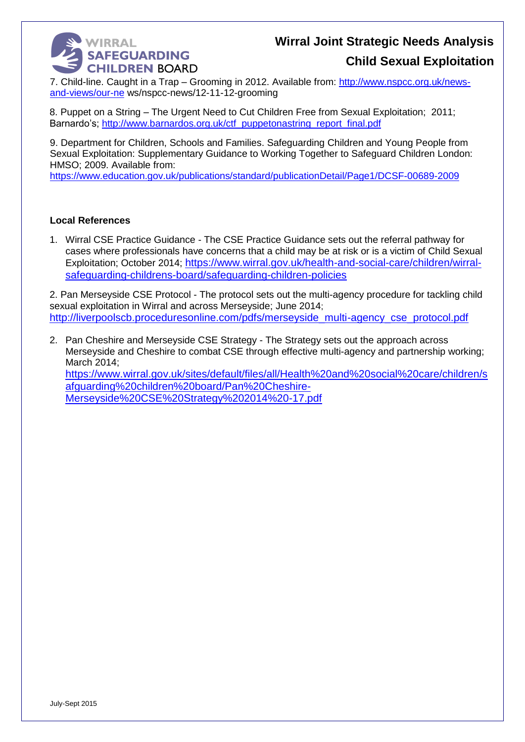7. Child-line. Caught in a Trap – Grooming in 2012. Available from: http://www.nspcc.org.uk/news-and-views/our-ne ws/nspcc-news/12-11-12-grooming

8. Puppet on a String – The Urgent Need to Cut Children Free from Sexual Exploitation; 2011; Barnardo's; http://www.barnardos.org.uk/ctf_puppetonastring_report_final.pdf

9. Department for Children, Schools and Families. Safeguarding Children and Young People from Sexual Exploitation: Supplementary Guidance to Working Together to Safeguard Children London: HMSO; 2009. Available from: https://www.education.gov.uk/publications/standard/publicationDetail/Page1/DCSF-00689-2009

**Local References**

1. Wirral CSE Practice Guidance - The CSE Practice Guidance sets out the referral pathway for cases where professionals have concerns that a child may be at risk or is a victim of Child Sexual Exploitation; October 2014; https://www.wirral.gov.uk/health-and-social-care/children/wirral-safeguarding-childrens-board/safeguarding-children-policies

2. Pan Merseyside CSE Protocol - The protocol sets out the multi-agency procedure for tackling child sexual exploitation in Wirral and across Merseyside; June 2014; http://liverpoolscb.proceduresonline.com/pdfs/merseyside_multi-agency_cse_protocol.pdf

2. Pan Cheshire and Merseyside CSE Strategy - The Strategy sets out the approach across Merseyside and Cheshire to combat CSE through effective multi-agency and partnership working; March 2014; https://www.wirral.gov.uk/sites/default/files/all/Health%20and%20social%20care/children/safguarding%20children%20board/Pan%20Cheshire-Merseyside%20CSE%20Strategy%202014%20-17.pdf